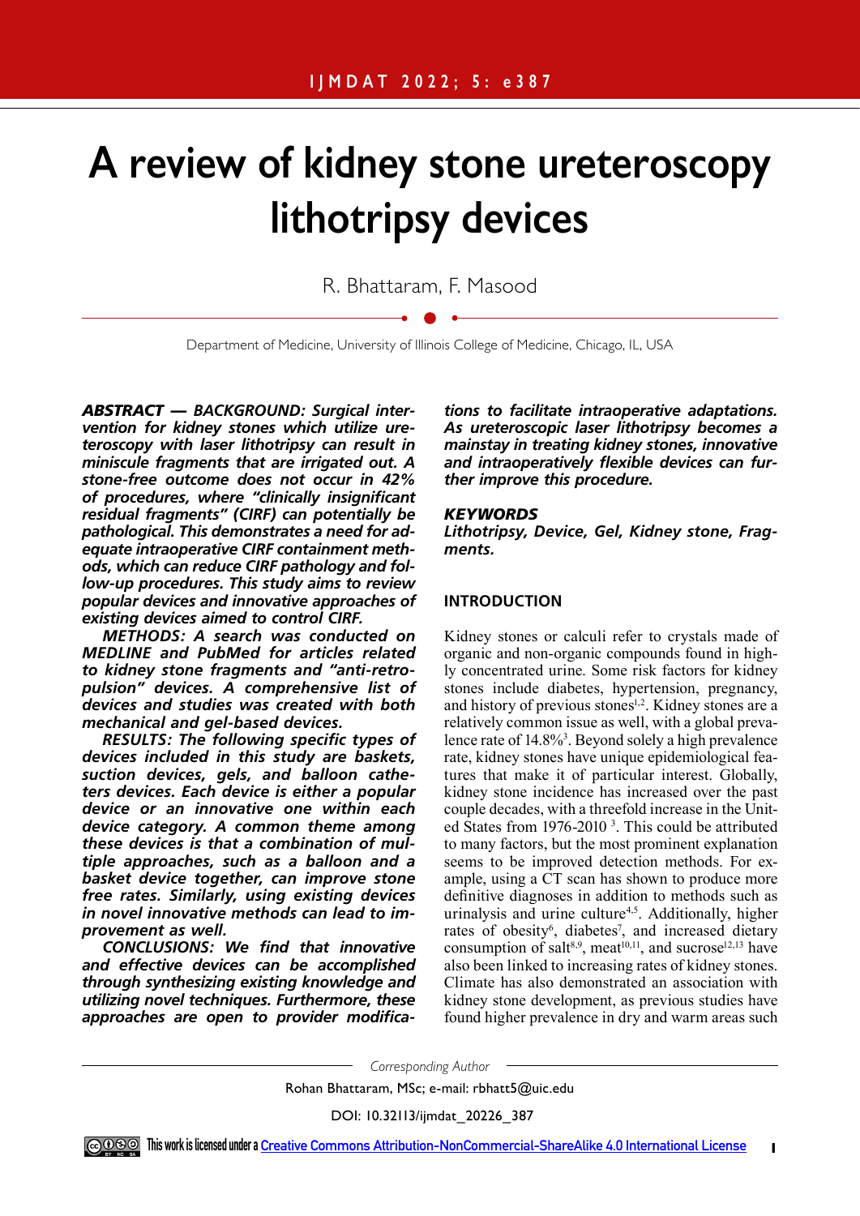# A review of kidney stone ureteroscopy lithotripsy devices

R. Bhattaram, F. Masood

Department of Medicine, University of Illinois College of Medicine, Chicago, IL, USA

***ABSTRACT — BACKGROUND:** Surgical intervention for kidney stones which utilize ureteroscopy with laser lithotripsy can result in miniscule fragments that are irrigated out. A stone-free outcome does not occur in 42% of procedures, where "clinically insignificant residual fragments" (CIRF) can potentially be pathological. This demonstrates a need for adequate intraoperative CIRF containment methods, which can reduce CIRF pathology and follow-up procedures. This study aims to review popular devices and innovative approaches of existing devices aimed to control CIRF.*

***METHODS:** A search was conducted on MEDLINE and PubMed for articles related to kidney stone fragments and "anti-retropulsion" devices. A comprehensive list of devices and studies was created with both mechanical and gel-based devices.*

***RESULTS:** The following specific types of devices included in this study are baskets, suction devices, gels, and balloon catheters devices. Each device is either a popular device or an innovative one within each device category. A common theme among these devices is that a combination of multiple approaches, such as a balloon and a basket device together, can improve stone free rates. Similarly, using existing devices in novel innovative methods can lead to improvement as well.*

***CONCLUSIONS:** We find that innovative and effective devices can be accomplished through synthesizing existing knowledge and utilizing novel techniques. Furthermore, these approaches are open to provider modifications to facilitate intraoperative adaptations. As ureteroscopic laser lithotripsy becomes a mainstay in treating kidney stones, innovative and intraoperatively flexible devices can further improve this procedure.*

***KEYWORDS***

***Lithotripsy, Device, Gel, Kidney stone, Fragments.***

## INTRODUCTION

Kidney stones or calculi refer to crystals made of organic and non-organic compounds found in highly concentrated urine. Some risk factors for kidney stones include diabetes, hypertension, pregnancy, and history of previous stones[1,2]. Kidney stones are a relatively common issue as well, with a global prevalence rate of 14.8%[3]. Beyond solely a high prevalence rate, kidney stones have unique epidemiological features that make it of particular interest. Globally, kidney stone incidence has increased over the past couple decades, with a threefold increase in the United States from 1976-2010 [3]. This could be attributed to many factors, but the most prominent explanation seems to be improved detection methods. For example, using a CT scan has shown to produce more definitive diagnoses in addition to methods such as urinalysis and urine culture[4,5]. Additionally, higher rates of obesity[6], diabetes[7], and increased dietary consumption of salt[8,9], meat[10,11], and sucrose[12,13] have also been linked to increasing rates of kidney stones. Climate has also demonstrated an association with kidney stone development, as previous studies have found higher prevalence in dry and warm areas such

Corresponding Author

Rohan Bhattaram, MSc; e-mail: rbhatt5@uic.edu

DOI: 10.32113/ijmdat_20226_387

This work is licensed under a Creative Commons Attribution-NonCommercial-ShareAlike 4.0 International License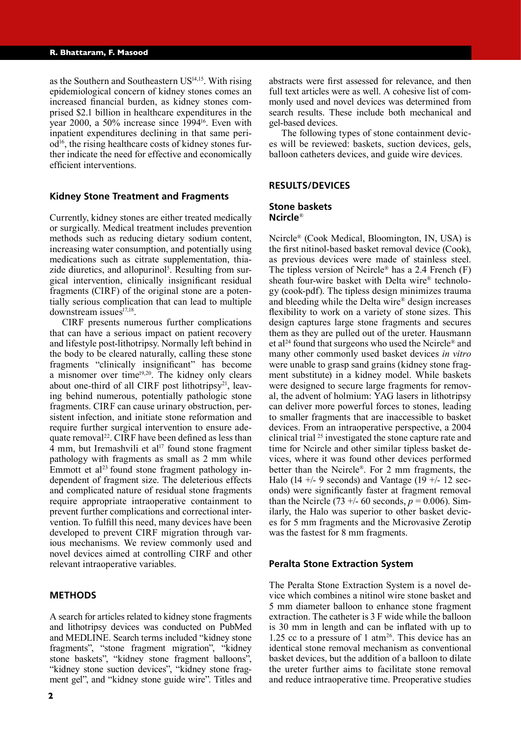as the Southern and Southeastern US[14,15]. With rising epidemiological concern of kidney stones comes an increased financial burden, as kidney stones comprised $2.1 billion in healthcare expenditures in the year 2000, a 50% increase since 1994[16]. Even with inpatient expenditures declining in that same period[16], the rising healthcare costs of kidney stones further indicate the need for effective and economically efficient interventions.

### Kidney Stone Treatment and Fragments

Currently, kidney stones are either treated medically or surgically. Medical treatment includes prevention methods such as reducing dietary sodium content, increasing water consumption, and potentially using medications such as citrate supplementation, thiazide diuretics, and allopurinol[5]. Resulting from surgical intervention, clinically insignificant residual fragments (CIRF) of the original stone are a potentially serious complication that can lead to multiple downstream issues[17,18].

CIRF presents numerous further complications that can have a serious impact on patient recovery and lifestyle post-lithotripsy. Normally left behind in the body to be cleared naturally, calling these stone fragments "clinically insignificant" has become a misnomer over time[19,20]. The kidney only clears about one-third of all CIRF post lithotripsy[21], leaving behind numerous, potentially pathologic stone fragments. CIRF can cause urinary obstruction, persistent infection, and initiate stone reformation and require further surgical intervention to ensure adequate removal[22]. CIRF have been defined as less than 4 mm, but Iremashvili et al[17] found stone fragment pathology with fragments as small as 2 mm while Emmott et al[23] found stone fragment pathology independent of fragment size. The deleterious effects and complicated nature of residual stone fragments require appropriate intraoperative containment to prevent further complications and correctional intervention. To fulfill this need, many devices have been developed to prevent CIRF migration through various mechanisms. We review commonly used and novel devices aimed at controlling CIRF and other relevant intraoperative variables.

## METHODS

A search for articles related to kidney stone fragments and lithotripsy devices was conducted on PubMed and MEDLINE. Search terms included "kidney stone fragments", "stone fragment migration", "kidney stone baskets", "kidney stone fragment balloons", "kidney stone suction devices", "kidney stone fragment gel", and "kidney stone guide wire". Titles and abstracts were first assessed for relevance, and then full text articles were as well. A cohesive list of commonly used and novel devices was determined from search results. These include both mechanical and gel-based devices.

The following types of stone containment devices will be reviewed: baskets, suction devices, gels, balloon catheters devices, and guide wire devices.

## RESULTS/DEVICES

### Stone baskets

#### Ncircle®

Ncircle® (Cook Medical, Bloomington, IN, USA) is the first nitinol-based basket removal device (Cook), as previous devices were made of stainless steel. The tipless version of Ncircle® has a 2.4 French (F) sheath four-wire basket with Delta wire® technology (cook-pdf). The tipless design minimizes trauma and bleeding while the Delta wire® design increases flexibility to work on a variety of stone sizes. This design captures large stone fragments and secures them as they are pulled out of the ureter. Hausmann et al[24] found that surgeons who used the Ncircle® and many other commonly used basket devices *in vitro* were unable to grasp sand grains (kidney stone fragment substitute) in a kidney model. While baskets were designed to secure large fragments for removal, the advent of holmium: YAG lasers in lithotripsy can deliver more powerful forces to stones, leading to smaller fragments that are inaccessible to basket devices. From an intraoperative perspective, a 2004 clinical trial [25] investigated the stone capture rate and time for Ncircle and other similar tipless basket devices, where it was found other devices performed better than the Ncircle®. For 2 mm fragments, the Halo (14 +/- 9 seconds) and Vantage (19 +/- 12 seconds) were significantly faster at fragment removal than the Ncircle (73 +/- 60 seconds, $p = 0.006$). Similarly, the Halo was superior to other basket devices for 5 mm fragments and the Microvasive Zerotip was the fastest for 8 mm fragments.

### Peralta Stone Extraction System

The Peralta Stone Extraction System is a novel device which combines a nitinol wire stone basket and 5 mm diameter balloon to enhance stone fragment extraction. The catheter is 3 F wide while the balloon is 30 mm in length and can be inflated with up to 1.25 cc to a pressure of 1 atm[26]. This device has an identical stone removal mechanism as conventional basket devices, but the addition of a balloon to dilate the ureter further aims to facilitate stone removal and reduce intraoperative time. Preoperative studies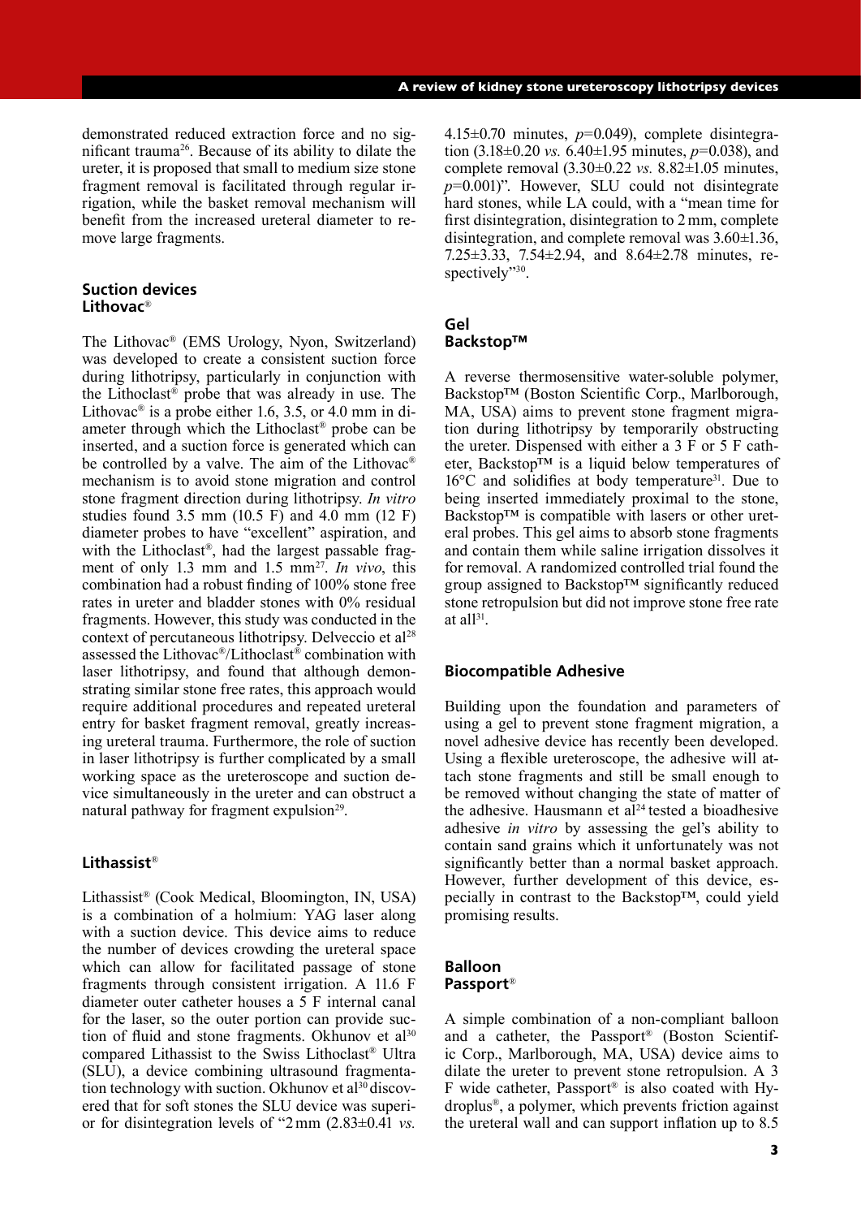demonstrated reduced extraction force and no significant trauma[26]. Because of its ability to dilate the ureter, it is proposed that small to medium size stone fragment removal is facilitated through regular irrigation, while the basket removal mechanism will benefit from the increased ureteral diameter to remove large fragments.

## Suction devices

### Lithovac®

The Lithovac® (EMS Urology, Nyon, Switzerland) was developed to create a consistent suction force during lithotripsy, particularly in conjunction with the Lithoclast® probe that was already in use. The Lithovac® is a probe either 1.6, 3.5, or 4.0 mm in diameter through which the Lithoclast® probe can be inserted, and a suction force is generated which can be controlled by a valve. The aim of the Lithovac® mechanism is to avoid stone migration and control stone fragment direction during lithotripsy. *In vitro* studies found 3.5 mm (10.5 F) and 4.0 mm (12 F) diameter probes to have "excellent" aspiration, and with the Lithoclast®, had the largest passable fragment of only 1.3 mm and 1.5 mm[27]. *In vivo*, this combination had a robust finding of 100% stone free rates in ureter and bladder stones with 0% residual fragments. However, this study was conducted in the context of percutaneous lithotripsy. Delveccio et al[28] assessed the Lithovac®/Lithoclast® combination with laser lithotripsy, and found that although demonstrating similar stone free rates, this approach would require additional procedures and repeated ureteral entry for basket fragment removal, greatly increasing ureteral trauma. Furthermore, the role of suction in laser lithotripsy is further complicated by a small working space as the ureteroscope and suction device simultaneously in the ureter and can obstruct a natural pathway for fragment expulsion[29].

### Lithassist®

Lithassist® (Cook Medical, Bloomington, IN, USA) is a combination of a holmium: YAG laser along with a suction device. This device aims to reduce the number of devices crowding the ureteral space which can allow for facilitated passage of stone fragments through consistent irrigation. A 11.6 F diameter outer catheter houses a 5 F internal canal for the laser, so the outer portion can provide suction of fluid and stone fragments. Okhunov et al[30] compared Lithassist to the Swiss Lithoclast® Ultra (SLU), a device combining ultrasound fragmentation technology with suction. Okhunov et al[30] discovered that for soft stones the SLU device was superior for disintegration levels of "2 mm (2.83±0.41 *vs.* 4.15±0.70 minutes, $p$=0.049), complete disintegration (3.18±0.20 *vs.* 6.40±1.95 minutes, $p$=0.038), and complete removal (3.30±0.22 *vs.* 8.82±1.05 minutes, $p$=0.001)". However, SLU could not disintegrate hard stones, while LA could, with a "mean time for first disintegration, disintegration to 2 mm, complete disintegration, and complete removal was 3.60±1.36, 7.25±3.33, 7.54±2.94, and 8.64±2.78 minutes, respectively"[30].

## Gel

### Backstop™

A reverse thermosensitive water-soluble polymer, Backstop™ (Boston Scientific Corp., Marlborough, MA, USA) aims to prevent stone fragment migration during lithotripsy by temporarily obstructing the ureter. Dispensed with either a 3 F or 5 F catheter, Backstop™ is a liquid below temperatures of 16°C and solidifies at body temperature[31]. Due to being inserted immediately proximal to the stone, Backstop™ is compatible with lasers or other ureteral probes. This gel aims to absorb stone fragments and contain them while saline irrigation dissolves it for removal. A randomized controlled trial found the group assigned to Backstop™ significantly reduced stone retropulsion but did not improve stone free rate at all[31].

## Biocompatible Adhesive

Building upon the foundation and parameters of using a gel to prevent stone fragment migration, a novel adhesive device has recently been developed. Using a flexible ureteroscope, the adhesive will attach stone fragments and still be small enough to be removed without changing the state of matter of the adhesive. Hausmann et al[24] tested a bioadhesive adhesive *in vitro* by assessing the gel's ability to contain sand grains which it unfortunately was not significantly better than a normal basket approach. However, further development of this device, especially in contrast to the Backstop™, could yield promising results.

## Balloon

### Passport®

A simple combination of a non-compliant balloon and a catheter, the Passport® (Boston Scientific Corp., Marlborough, MA, USA) device aims to dilate the ureter to prevent stone retropulsion. A 3 F wide catheter, Passport® is also coated with Hydroplus®, a polymer, which prevents friction against the ureteral wall and can support inflation up to 8.5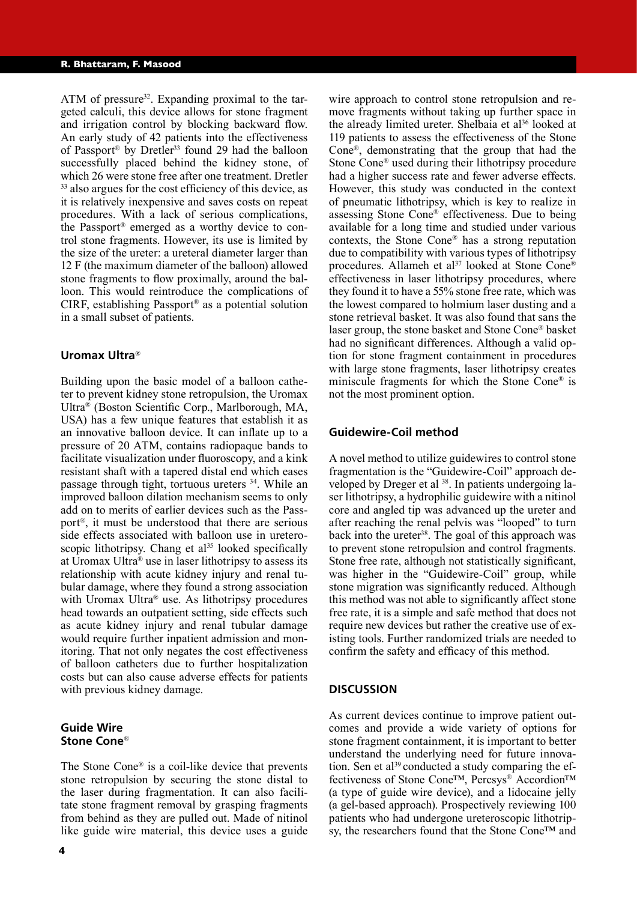ATM of pressure[32]. Expanding proximal to the targeted calculi, this device allows for stone fragment and irrigation control by blocking backward flow. An early study of 42 patients into the effectiveness of Passport® by Dretler[33] found 29 had the balloon successfully placed behind the kidney stone, of which 26 were stone free after one treatment. Dretler [33] also argues for the cost efficiency of this device, as it is relatively inexpensive and saves costs on repeat procedures. With a lack of serious complications, the Passport® emerged as a worthy device to control stone fragments. However, its use is limited by the size of the ureter: a ureteral diameter larger than 12 F (the maximum diameter of the balloon) allowed stone fragments to flow proximally, around the balloon. This would reintroduce the complications of CIRF, establishing Passport® as a potential solution in a small subset of patients.

### Uromax Ultra®

Building upon the basic model of a balloon catheter to prevent kidney stone retropulsion, the Uromax Ultra® (Boston Scientific Corp., Marlborough, MA, USA) has a few unique features that establish it as an innovative balloon device. It can inflate up to a pressure of 20 ATM, contains radiopaque bands to facilitate visualization under fluoroscopy, and a kink resistant shaft with a tapered distal end which eases passage through tight, tortuous ureters [34]. While an improved balloon dilation mechanism seems to only add on to merits of earlier devices such as the Passport®, it must be understood that there are serious side effects associated with balloon use in ureteroscopic lithotripsy. Chang et al[35] looked specifically at Uromax Ultra® use in laser lithotripsy to assess its relationship with acute kidney injury and renal tubular damage, where they found a strong association with Uromax Ultra® use. As lithotripsy procedures head towards an outpatient setting, side effects such as acute kidney injury and renal tubular damage would require further inpatient admission and monitoring. That not only negates the cost effectiveness of balloon catheters due to further hospitalization costs but can also cause adverse effects for patients with previous kidney damage.

### Guide Wire

### Stone Cone®

The Stone Cone® is a coil-like device that prevents stone retropulsion by securing the stone distal to the laser during fragmentation. It can also facilitate stone fragment removal by grasping fragments from behind as they are pulled out. Made of nitinol like guide wire material, this device uses a guide wire approach to control stone retropulsion and remove fragments without taking up further space in the already limited ureter. Shelbaia et al[36] looked at 119 patients to assess the effectiveness of the Stone Cone®, demonstrating that the group that had the Stone Cone® used during their lithotripsy procedure had a higher success rate and fewer adverse effects. However, this study was conducted in the context of pneumatic lithotripsy, which is key to realize in assessing Stone Cone® effectiveness. Due to being available for a long time and studied under various contexts, the Stone Cone® has a strong reputation due to compatibility with various types of lithotripsy procedures. Allameh et al[37] looked at Stone Cone® effectiveness in laser lithotripsy procedures, where they found it to have a 55% stone free rate, which was the lowest compared to holmium laser dusting and a stone retrieval basket. It was also found that sans the laser group, the stone basket and Stone Cone® basket had no significant differences. Although a valid option for stone fragment containment in procedures with large stone fragments, laser lithotripsy creates miniscule fragments for which the Stone Cone® is not the most prominent option.

### Guidewire-Coil method

A novel method to utilize guidewires to control stone fragmentation is the "Guidewire-Coil" approach developed by Dreger et al [38]. In patients undergoing laser lithotripsy, a hydrophilic guidewire with a nitinol core and angled tip was advanced up the ureter and after reaching the renal pelvis was "looped" to turn back into the ureter[38]. The goal of this approach was to prevent stone retropulsion and control fragments. Stone free rate, although not statistically significant, was higher in the "Guidewire-Coil" group, while stone migration was significantly reduced. Although this method was not able to significantly affect stone free rate, it is a simple and safe method that does not require new devices but rather the creative use of existing tools. Further randomized trials are needed to confirm the safety and efficacy of this method.

## DISCUSSION

As current devices continue to improve patient outcomes and provide a wide variety of options for stone fragment containment, it is important to better understand the underlying need for future innovation. Sen et al[39] conducted a study comparing the effectiveness of Stone Cone™, Percsys® Accordion™ (a type of guide wire device), and a lidocaine jelly (a gel-based approach). Prospectively reviewing 100 patients who had undergone ureteroscopic lithotripsy, the researchers found that the Stone Cone™ and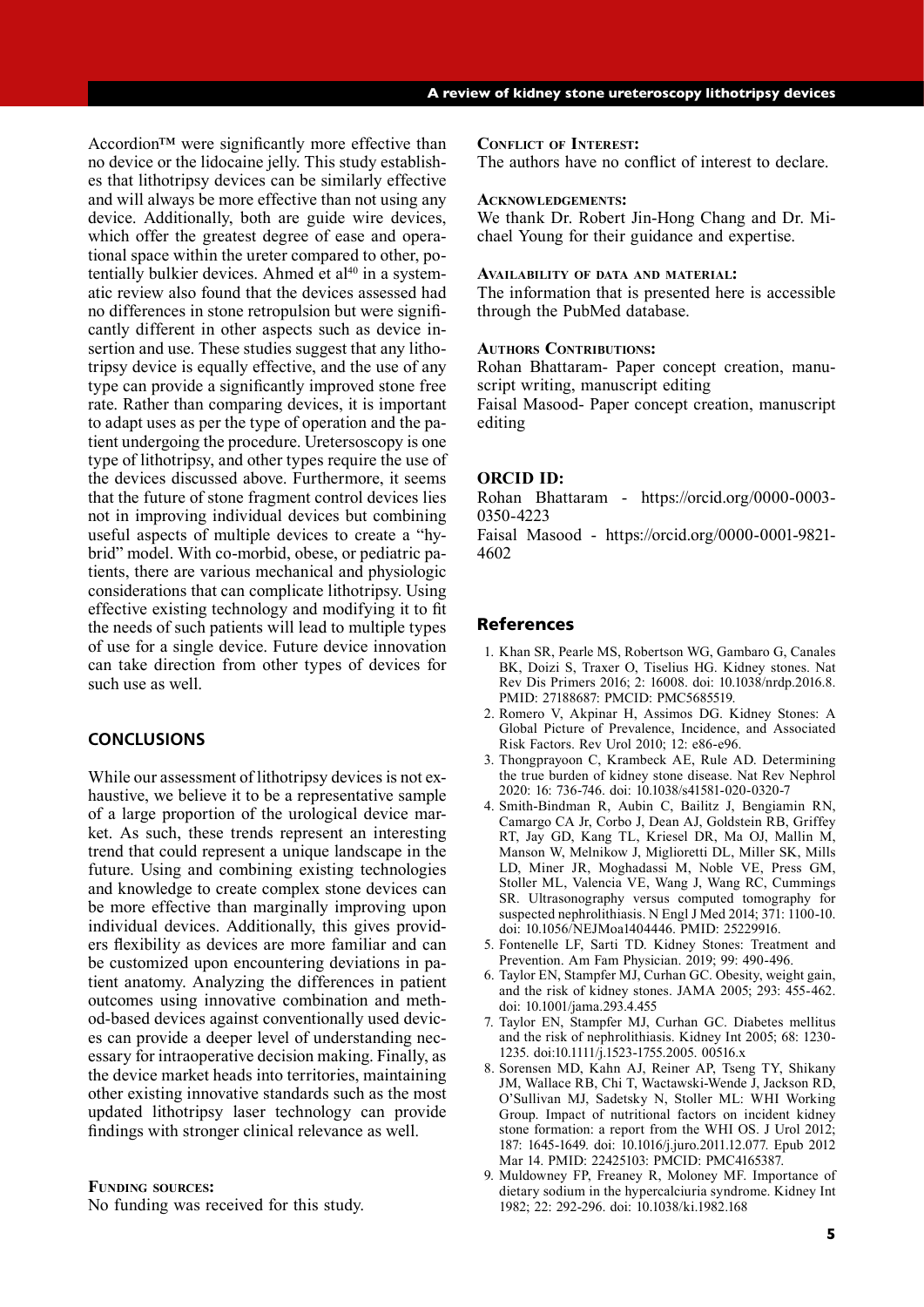Accordion™ were significantly more effective than no device or the lidocaine jelly. This study establishes that lithotripsy devices can be similarly effective and will always be more effective than not using any device. Additionally, both are guide wire devices, which offer the greatest degree of ease and operational space within the ureter compared to other, potentially bulkier devices. Ahmed et al[40] in a systematic review also found that the devices assessed had no differences in stone retropulsion but were significantly different in other aspects such as device insertion and use. These studies suggest that any lithotripsy device is equally effective, and the use of any type can provide a significantly improved stone free rate. Rather than comparing devices, it is important to adapt uses as per the type of operation and the patient undergoing the procedure. Uretersoscopy is one type of lithotripsy, and other types require the use of the devices discussed above. Furthermore, it seems that the future of stone fragment control devices lies not in improving individual devices but combining useful aspects of multiple devices to create a "hybrid" model. With co-morbid, obese, or pediatric patients, there are various mechanical and physiologic considerations that can complicate lithotripsy. Using effective existing technology and modifying it to fit the needs of such patients will lead to multiple types of use for a single device. Future device innovation can take direction from other types of devices for such use as well.

## CONCLUSIONS

While our assessment of lithotripsy devices is not exhaustive, we believe it to be a representative sample of a large proportion of the urological device market. As such, these trends represent an interesting trend that could represent a unique landscape in the future. Using and combining existing technologies and knowledge to create complex stone devices can be more effective than marginally improving upon individual devices. Additionally, this gives providers flexibility as devices are more familiar and can be customized upon encountering deviations in patient anatomy. Analyzing the differences in patient outcomes using innovative combination and method-based devices against conventionally used devices can provide a deeper level of understanding necessary for intraoperative decision making. Finally, as the device market heads into territories, maintaining other existing innovative standards such as the most updated lithotripsy laser technology can provide findings with stronger clinical relevance as well.

**Funding sources:**
No funding was received for this study.

**Conflict of Interest:**
The authors have no conflict of interest to declare.

**Acknowledgements:**
We thank Dr. Robert Jin-Hong Chang and Dr. Michael Young for their guidance and expertise.

**Availability of data and material:**
The information that is presented here is accessible through the PubMed database.

**Authors Contributions:**
Rohan Bhattaram- Paper concept creation, manuscript writing, manuscript editing
Faisal Masood- Paper concept creation, manuscript editing

**ORCID ID:**
Rohan Bhattaram - https://orcid.org/0000-0003-0350-4223
Faisal Masood - https://orcid.org/0000-0001-9821-4602

## References

1. Khan SR, Pearle MS, Robertson WG, Gambaro G, Canales BK, Doizi S, Traxer O, Tiselius HG. Kidney stones. Nat Rev Dis Primers 2016; 2: 16008. doi: 10.1038/nrdp.2016.8. PMID: 27188687: PMCID: PMC5685519.
2. Romero V, Akpinar H, Assimos DG. Kidney Stones: A Global Picture of Prevalence, Incidence, and Associated Risk Factors. Rev Urol 2010; 12: e86-e96.
3. Thongprayoon C, Krambeck AE, Rule AD. Determining the true burden of kidney stone disease. Nat Rev Nephrol 2020: 16: 736-746. doi: 10.1038/s41581-020-0320-7
4. Smith-Bindman R, Aubin C, Bailitz J, Bengiamin RN, Camargo CA Jr, Corbo J, Dean AJ, Goldstein RB, Griffey RT, Jay GD, Kang TL, Kriesel DR, Ma OJ, Mallin M, Manson W, Melnikow J, Miglioretti DL, Miller SK, Mills LD, Miner JR, Moghadassi M, Noble VE, Press GM, Stoller ML, Valencia VE, Wang J, Wang RC, Cummings SR. Ultrasonography versus computed tomography for suspected nephrolithiasis. N Engl J Med 2014; 371: 1100-10. doi: 10.1056/NEJMoa1404446. PMID: 25229916.
5. Fontenelle LF, Sarti TD. Kidney Stones: Treatment and Prevention. Am Fam Physician. 2019; 99: 490-496.
6. Taylor EN, Stampfer MJ, Curhan GC. Obesity, weight gain, and the risk of kidney stones. JAMA 2005; 293: 455-462. doi: 10.1001/jama.293.4.455
7. Taylor EN, Stampfer MJ, Curhan GC. Diabetes mellitus and the risk of nephrolithiasis. Kidney Int 2005; 68: 1230-1235. doi:10.1111/j.1523-1755.2005. 00516.x
8. Sorensen MD, Kahn AJ, Reiner AP, Tseng TY, Shikany JM, Wallace RB, Chi T, Wactawski-Wende J, Jackson RD, O'Sullivan MJ, Sadetsky N, Stoller ML: WHI Working Group. Impact of nutritional factors on incident kidney stone formation: a report from the WHI OS. J Urol 2012; 187: 1645-1649. doi: 10.1016/j.juro.2011.12.077. Epub 2012 Mar 14. PMID: 22425103: PMCID: PMC4165387.
9. Muldowney FP, Freaney R, Moloney MF. Importance of dietary sodium in the hypercalciuria syndrome. Kidney Int 1982; 22: 292-296. doi: 10.1038/ki.1982.168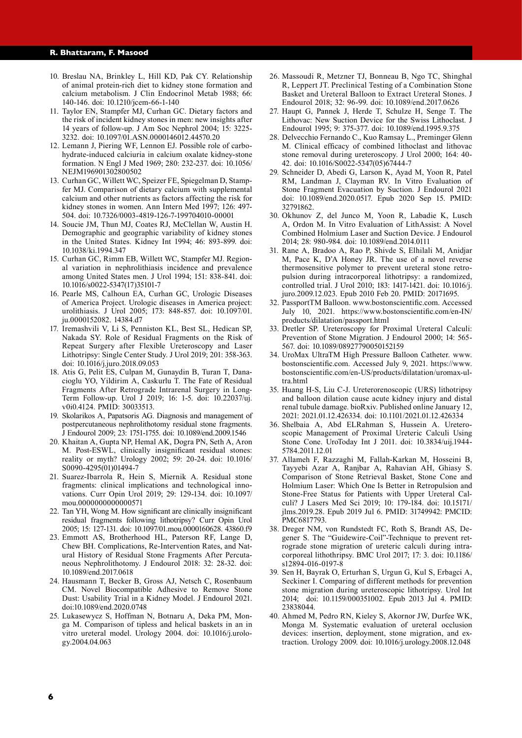10. Breslau NA, Brinkley L, Hill KD, Pak CY. Relationship of animal protein-rich diet to kidney stone formation and calcium metabolism. J Clin Endocrinol Metab 1988; 66: 140-146. doi: 10.1210/jcem-66-1-140
11. Taylor EN, Stampfer MJ, Curhan GC. Dietary factors and the risk of incident kidney stones in men: new insights after 14 years of follow-up. J Am Soc Nephrol 2004; 15: 3225-3232. doi: 10.1097/01.ASN.0000146012.44570.20
12. Lemann J, Piering WF, Lennon EJ. Possible role of carbohydrate-induced calciuria in calcium oxalate kidney-stone formation. N Engl J Med 1969; 280: 232-237. doi: 10.1056/NEJM196901302800502
13. Curhan GC, Willett WC, Speizer FE, Spiegelman D, Stampfer MJ. Comparison of dietary calcium with supplemental calcium and other nutrients as factors affecting the risk for kidney stones in women. Ann Intern Med 1997; 126: 497-504. doi: 10.7326/0003-4819-126-7-199704010-00001
14. Soucie JM, Thun MJ, Coates RJ, McClellan W, Austin H. Demographic and geographic variability of kidney stones in the United States. Kidney Int 1994; 46: 893-899. doi: 10.1038/ki.1994.347
15. Curhan GC, Rimm EB, Willett WC, Stampfer MJ. Regional variation in nephrolithiasis incidence and prevalence among United States men. J Urol 1994; 151: 838-841. doi: 10.1016/s0022-5347(17)35101-7
16. Pearle MS, Calhoun EA, Curhan GC, Urologic Diseases of America Project. Urologic diseases in America project: urolithiasis. J Urol 2005; 173: 848-857. doi: 10.1097/01.ju.0000152082. 14384.d7
17. Iremashvili V, Li S, Penniston KL, Best SL, Hedican SP, Nakada SY. Role of Residual Fragments on the Risk of Repeat Surgery after Flexible Ureteroscopy and Laser Lithotripsy: Single Center Study. J Urol 2019; 201: 358-363. doi: 10.1016/j.juro.2018.09.053
18. Atis G, Pelit ES, Culpan M, Gunaydin B, Turan T, Danacioglu YO, Yildirim A, Caskurlu T. The Fate of Residual Fragments After Retrograde Intrarenal Surgery in Long-Term Follow-up. Urol J 2019; 16: 1-5. doi: 10.22037/uj.v0i0.4124. PMID: 30033513.
19. Skolarikos A, Papatsoris AG. Diagnosis and management of postpercutaneous nephrolithotomy residual stone fragments. J Endourol 2009; 23: 1751-1755. doi: 10.1089/end.2009.1546
20. Khaitan A, Gupta NP, Hemal AK, Dogra PN, Seth A, Aron M. Post-ESWL, clinically insignificant residual stones: reality or myth? Urology 2002; 59: 20-24. doi: 10.1016/S0090-4295(01)01494-7
21. Suarez-Ibarrola R, Hein S, Miernik A. Residual stone fragments: clinical implications and technological innovations. Curr Opin Urol 2019; 29: 129-134. doi: 10.1097/mou.0000000000000571
22. Tan YH, Wong M. How significant are clinically insignificant residual fragments following lithotripsy? Curr Opin Urol 2005; 15: 127-131. doi: 10.1097/01.mou.0000160628. 43860.f9
23. Emmott AS, Brotherhood HL, Paterson RF, Lange D, Chew BH. Complications, Re-Intervention Rates, and Natural History of Residual Stone Fragments After Percutaneous Nephrolithotomy. J Endourol 2018: 32: 28-32. doi: 10.1089/end.2017.0618
24. Hausmann T, Becker B, Gross AJ, Netsch C, Rosenbaum CM. Novel Biocompatible Adhesive to Remove Stone Dust: Usability Trial in a Kidney Model. J Endourol 2021. doi:10.1089/end.2020.0748
25. Lukasewycz S, Hoffman N, Botnaru A, Deka PM, Monga M. Comparison of tipless and helical baskets in an in vitro ureteral model. Urology 2004. doi: 10.1016/j.urology.2004.04.063
26. Massoudi R, Metzner TJ, Bonneau B, Ngo TC, Shinghal R, Leppert JT. Preclinical Testing of a Combination Stone Basket and Ureteral Balloon to Extract Ureteral Stones. J Endourol 2018; 32: 96-99. doi: 10.1089/end.2017.0626
27. Haupt G, Pannek J, Herde T, Schulze H, Senge T. The Lithovac: New Suction Device for the Swiss Lithoclast. J Endourol 1995; 9: 375-377. doi: 10.1089/end.1995.9.375
28. Delvecchio Fernando C., Kuo Ramsay L., Preminger Glenn M. Clinical efficacy of combined lithoclast and lithovac stone removal during ureteroscopy. J Urol 2000; 164: 40-42. doi: 10.1016/S0022-5347(05)67444-7
29. Schneider D, Abedi G, Larson K, Ayad M, Yoon R, Patel RM, Landman J, Clayman RV. In Vitro Evaluation of Stone Fragment Evacuation by Suction. J Endourol 2021 doi: 10.1089/end.2020.0517. Epub 2020 Sep 15. PMID: 32791862.
30. Okhunov Z, del Junco M, Yoon R, Labadie K, Lusch A, Ordon M. In Vitro Evaluation of LithAssist: A Novel Combined Holmium Laser and Suction Device. J Endourol 2014; 28: 980-984. doi: 10.1089/end.2014.0111
31. Rane A, Bradoo A, Rao P, Shivde S, Elhilali M, Anidjar M, Pace K, D'A Honey JR. The use of a novel reverse thermosensitive polymer to prevent ureteral stone retropulsion during intracorporeal lithotripsy: a randomized, controlled trial. J Urol 2010; 183: 1417-1421. doi: 10.1016/j.juro.2009.12.023. Epub 2010 Feb 20. PMID: 20171695.
32. PassportTM Balloon. www.bostonscientific.com. Accessed July 10, 2021. https://www.bostonscientific.com/en-IN/products/dilatation/passport.html
33. Dretler SP. Ureteroscopy for Proximal Ureteral Calculi: Prevention of Stone Migration. J Endourol 2000; 14: 565-567. doi: 10.1089/08927790050152159
34. UroMax UltraTM High Pressure Balloon Catheter. www.bostonscientific.com. Accessed July 9, 2021. https://www.bostonscientific.com/en-US/products/dilatation/uromax-ultra.html
35. Huang H-S, Liu C-J. Ureterorenoscopic (URS) lithotripsy and balloon dilation cause acute kidney injury and distal renal tubule damage. bioRxiv. Published online January 12, 2021: 2021.01.12.426334. doi: 10.1101/2021.01.12.426334
36. Shelbaia A, Abd ELRahman S, Hussein A. Ureteroscopic Management of Proximal Ureteric Calculi Using Stone Cone. UroToday Int J 2011. doi: 10.3834/uij.1944-5784.2011.12.01
37. Allameh F, Razzaghi M, Fallah-Karkan M, Hosseini B, Tayyebi Azar A, Ranjbar A, Rahavian AH, Ghiasy S. Comparison of Stone Retrieval Basket, Stone Cone and Holmium Laser: Which One Is Better in Retropulsion and Stone-Free Status for Patients with Upper Ureteral Calculi? J Lasers Med Sci 2019; 10: 179-184. doi: 10.15171/jlms.2019.28. Epub 2019 Jul 6. PMID: 31749942: PMCID: PMC6817793.
38. Dreger NM, von Rundstedt FC, Roth S, Brandt AS, Degener S. The "Guidewire-Coil"-Technique to prevent retrograde stone migration of ureteric calculi during intracorporeal lithothripsy. BMC Urol 2017; 17: 3. doi: 10.1186/s12894-016-0197-8
39. Sen H, Bayrak O, Erturhan S, Urgun G, Kul S, Erbagci A, Seckiner I. Comparing of different methods for prevention stone migration during ureteroscopic lithotripsy. Urol Int 2014; doi: 10.1159/000351002. Epub 2013 Jul 4. PMID: 23838044.
40. Ahmed M, Pedro RN, Kieley S, Akornor JW, Durfee WK, Monga M. Systematic evaluation of ureteral occlusion devices: insertion, deployment, stone migration, and extraction. Urology 2009. doi: 10.1016/j.urology.2008.12.048